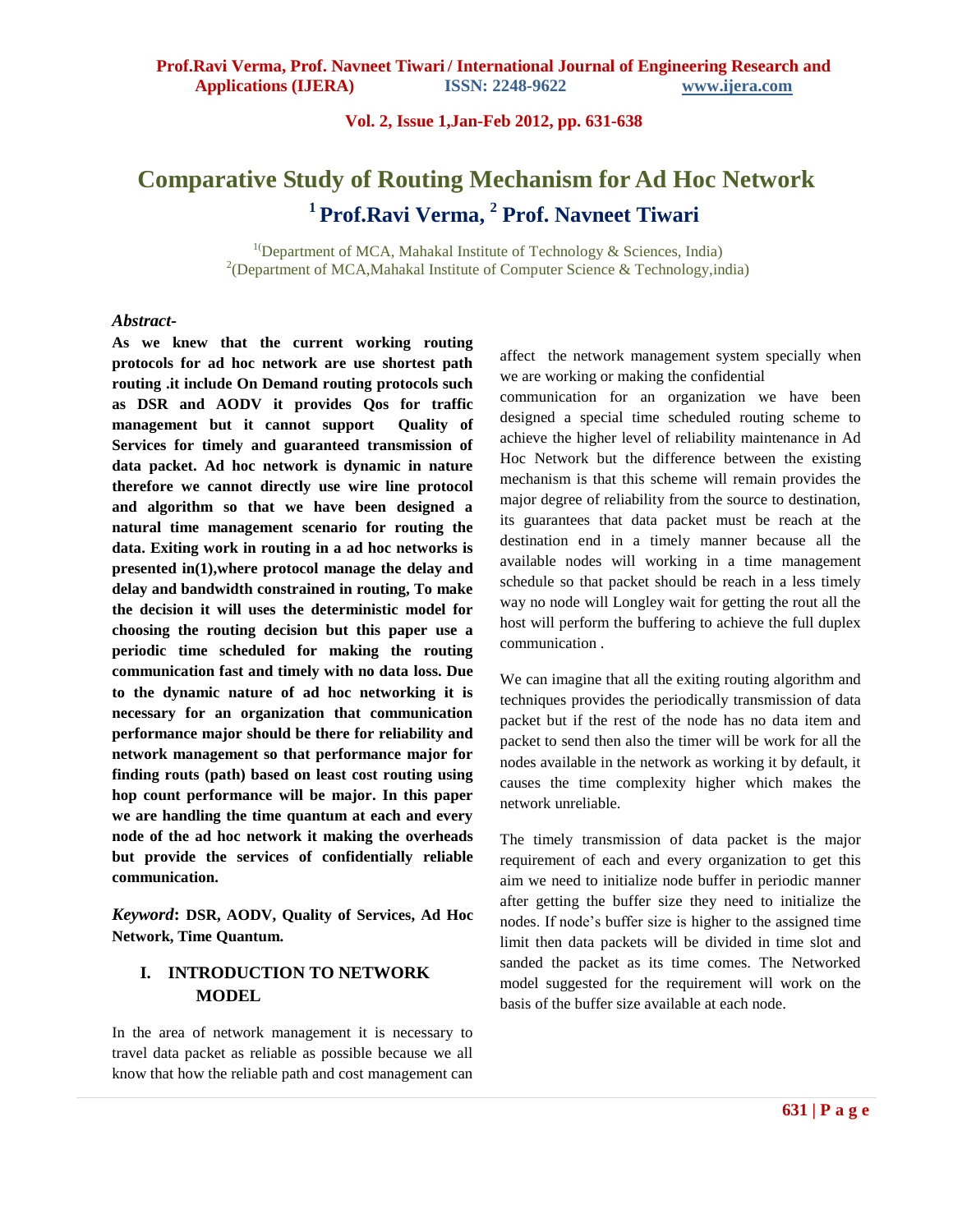# Comparative Study of Routing Mechanism for Ad Hoc Network

## [1] Prof.Ravi Verma, [2] Prof. Navneet Tiwari

[1](Department of MCA, Mahakal Institute of Technology & Sciences, India)
[2](Department of MCA,Mahakal Institute of Computer Science & Technology,india)

***Abstract-***

**As we knew that the current working routing protocols for ad hoc network are use shortest path routing .it include On Demand routing protocols such as DSR and AODV it provides Qos for traffic management but it cannot support Quality of Services for timely and guaranteed transmission of data packet. Ad hoc network is dynamic in nature therefore we cannot directly use wire line protocol and algorithm so that we have been designed a natural time management scenario for routing the data. Exiting work in routing in a ad hoc networks is presented in(1),where protocol manage the delay and delay and bandwidth constrained in routing, To make the decision it will uses the deterministic model for choosing the routing decision but this paper use a periodic time scheduled for making the routing communication fast and timely with no data loss. Due to the dynamic nature of ad hoc networking it is necessary for an organization that communication performance major should be there for reliability and network management so that performance major for finding routs (path) based on least cost routing using hop count performance will be major. In this paper we are handling the time quantum at each and every node of the ad hoc network it making the overheads but provide the services of confidentially reliable communication.**

***Keyword*: DSR, AODV, Quality of Services, Ad Hoc Network, Time Quantum.**

## I. INTRODUCTION TO NETWORK MODEL

In the area of network management it is necessary to travel data packet as reliable as possible because we all know that how the reliable path and cost management can affect the network management system specially when we are working or making the confidential communication for an organization we have been designed a special time scheduled routing scheme to achieve the higher level of reliability maintenance in Ad Hoc Network but the difference between the existing mechanism is that this scheme will remain provides the major degree of reliability from the source to destination, its guarantees that data packet must be reach at the destination end in a timely manner because all the available nodes will working in a time management schedule so that packet should be reach in a less timely way no node will Longley wait for getting the rout all the host will perform the buffering to achieve the full duplex communication .

We can imagine that all the exiting routing algorithm and techniques provides the periodically transmission of data packet but if the rest of the node has no data item and packet to send then also the timer will be work for all the nodes available in the network as working it by default, it causes the time complexity higher which makes the network unreliable.

The timely transmission of data packet is the major requirement of each and every organization to get this aim we need to initialize node buffer in periodic manner after getting the buffer size they need to initialize the nodes. If node's buffer size is higher to the assigned time limit then data packets will be divided in time slot and sanded the packet as its time comes. The Networked model suggested for the requirement will work on the basis of the buffer size available at each node.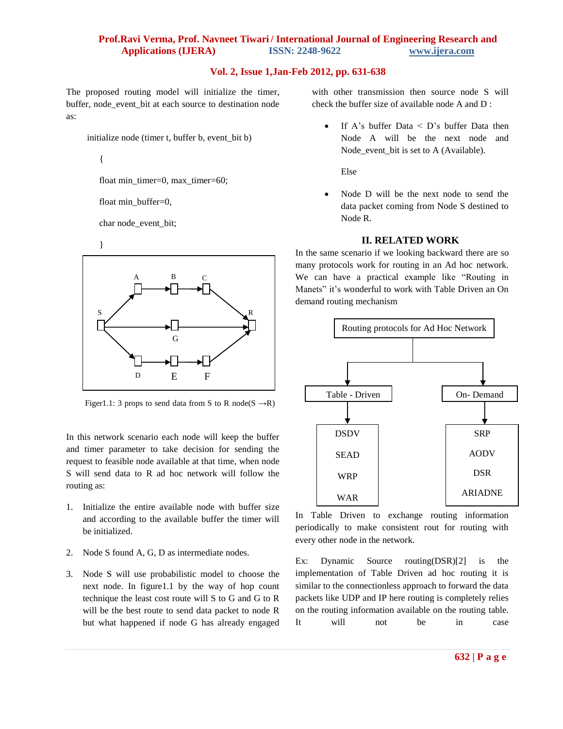The proposed routing model will initialize the timer, buffer, node_event_bit at each source to destination node as:

```
initialize node (timer t, buffer b, event_bit b)

{

float min_timer=0, max_timer=60;

float min_buffer=0,

char node_event_bit;

}
```

Figer1.1: 3 props to send data from S to R node(S →R)

In this network scenario each node will keep the buffer and timer parameter to take decision for sending the request to feasible node available at that time, when node S will send data to R ad hoc network will follow the routing as:

1. Initialize the entire available node with buffer size and according to the available buffer the timer will be initialized.
2. Node S found A, G, D as intermediate nodes.
3. Node S will use probabilistic model to choose the next node. In figure1.1 by the way of hop count technique the least cost route will S to G and G to R will be the best route to send data packet to node R but what happened if node G has already engaged with other transmission then source node S will check the buffer size of available node A and D :

- If A's buffer Data < D's buffer Data then Node A will be the next node and Node_event_bit is set to A (Available).

  Else

- Node D will be the next node to send the data packet coming from Node S destined to Node R.

## II. RELATED WORK

In the same scenario if we looking backward there are so many protocols work for routing in an Ad hoc network. We can have a practical example like "Routing in Manets" it's wonderful to work with Table Driven an On demand routing mechanism

Routing protocols for Ad Hoc Network

- Table - Driven
  - DSDV
  - SEAD
  - WRP
  - WAR
- On- Demand
  - SRP
  - AODV
  - DSR
  - ARIADNE

In Table Driven to exchange routing information periodically to make consistent rout for routing with every other node in the network.

Ex: Dynamic Source routing(DSR)[2] is the implementation of Table Driven ad hoc routing it is similar to the connectionless approach to forward the data packets like UDP and IP here routing is completely relies on the routing information available on the routing table. It will not be in case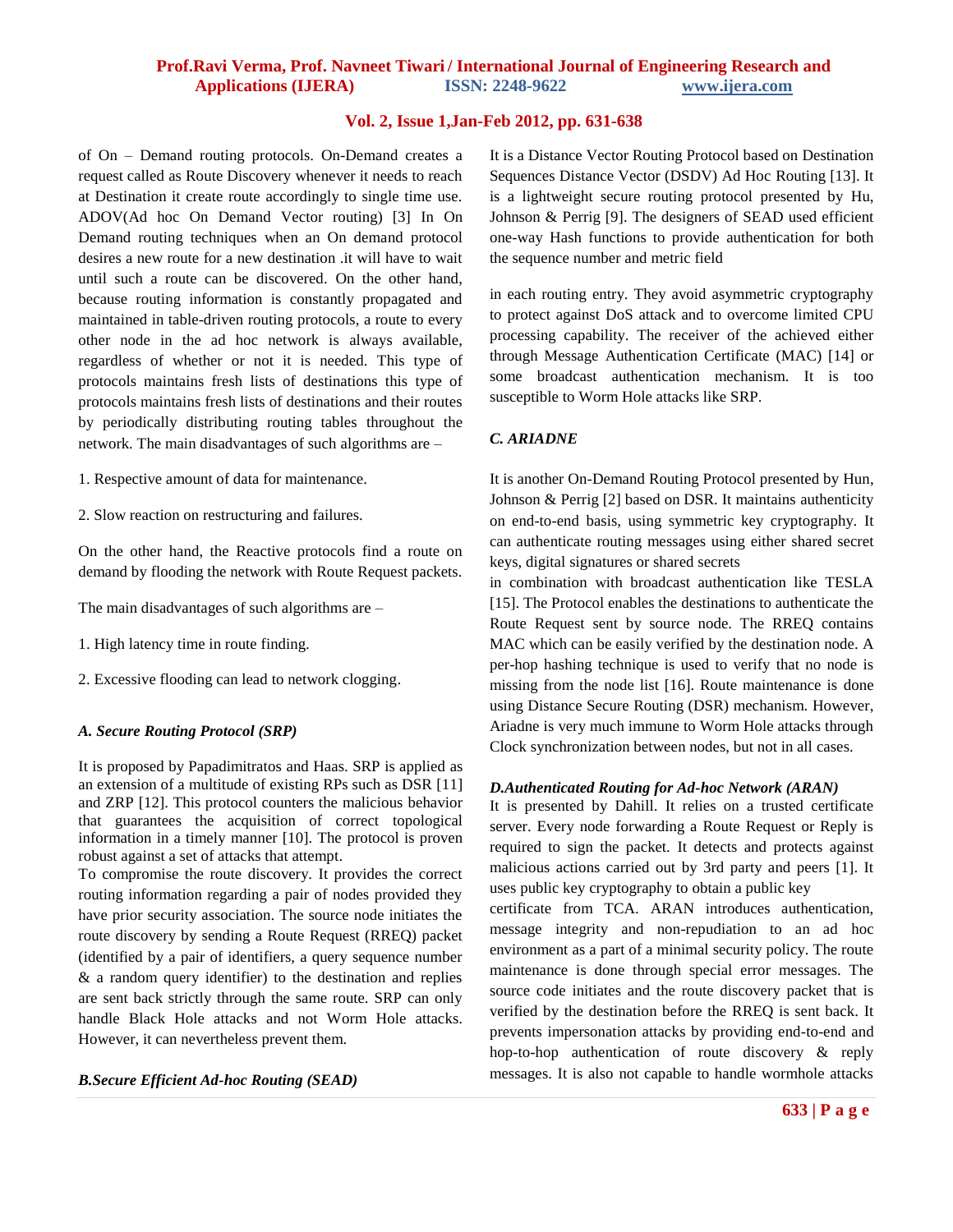of On – Demand routing protocols. On-Demand creates a request called as Route Discovery whenever it needs to reach at Destination it create route accordingly to single time use. ADOV(Ad hoc On Demand Vector routing) [3] In On Demand routing techniques when an On demand protocol desires a new route for a new destination .it will have to wait until such a route can be discovered. On the other hand, because routing information is constantly propagated and maintained in table-driven routing protocols, a route to every other node in the ad hoc network is always available, regardless of whether or not it is needed. This type of protocols maintains fresh lists of destinations this type of protocols maintains fresh lists of destinations and their routes by periodically distributing routing tables throughout the network. The main disadvantages of such algorithms are –

1. Respective amount of data for maintenance.

2. Slow reaction on restructuring and failures.

On the other hand, the Reactive protocols find a route on demand by flooding the network with Route Request packets.

The main disadvantages of such algorithms are –

1. High latency time in route finding.

2. Excessive flooding can lead to network clogging.

### *A. Secure Routing Protocol (SRP)*

It is proposed by Papadimitratos and Haas. SRP is applied as an extension of a multitude of existing RPs such as DSR [11] and ZRP [12]. This protocol counters the malicious behavior that guarantees the acquisition of correct topological information in a timely manner [10]. The protocol is proven robust against a set of attacks that attempt.
To compromise the route discovery. It provides the correct routing information regarding a pair of nodes provided they have prior security association. The source node initiates the route discovery by sending a Route Request (RREQ) packet (identified by a pair of identifiers, a query sequence number & a random query identifier) to the destination and replies are sent back strictly through the same route. SRP can only handle Black Hole attacks and not Worm Hole attacks. However, it can nevertheless prevent them.

### *B.Secure Efficient Ad-hoc Routing (SEAD)*

It is a Distance Vector Routing Protocol based on Destination Sequences Distance Vector (DSDV) Ad Hoc Routing [13]. It is a lightweight secure routing protocol presented by Hu, Johnson & Perrig [9]. The designers of SEAD used efficient one-way Hash functions to provide authentication for both the sequence number and metric field

in each routing entry. They avoid asymmetric cryptography to protect against DoS attack and to overcome limited CPU processing capability. The receiver of the achieved either through Message Authentication Certificate (MAC) [14] or some broadcast authentication mechanism. It is too susceptible to Worm Hole attacks like SRP.

### *C. ARIADNE*

It is another On-Demand Routing Protocol presented by Hun, Johnson & Perrig [2] based on DSR. It maintains authenticity on end-to-end basis, using symmetric key cryptography. It can authenticate routing messages using either shared secret keys, digital signatures or shared secrets
in combination with broadcast authentication like TESLA [15]. The Protocol enables the destinations to authenticate the Route Request sent by source node. The RREQ contains MAC which can be easily verified by the destination node. A per-hop hashing technique is used to verify that no node is missing from the node list [16]. Route maintenance is done using Distance Secure Routing (DSR) mechanism. However, Ariadne is very much immune to Worm Hole attacks through Clock synchronization between nodes, but not in all cases.

### *D.Authenticated Routing for Ad-hoc Network (ARAN)*

It is presented by Dahill. It relies on a trusted certificate server. Every node forwarding a Route Request or Reply is required to sign the packet. It detects and protects against malicious actions carried out by 3rd party and peers [1]. It uses public key cryptography to obtain a public key
certificate from TCA. ARAN introduces authentication, message integrity and non-repudiation to an ad hoc environment as a part of a minimal security policy. The route maintenance is done through special error messages. The source code initiates and the route discovery packet that is verified by the destination before the RREQ is sent back. It prevents impersonation attacks by providing end-to-end and hop-to-hop authentication of route discovery & reply messages. It is also not capable to handle wormhole attacks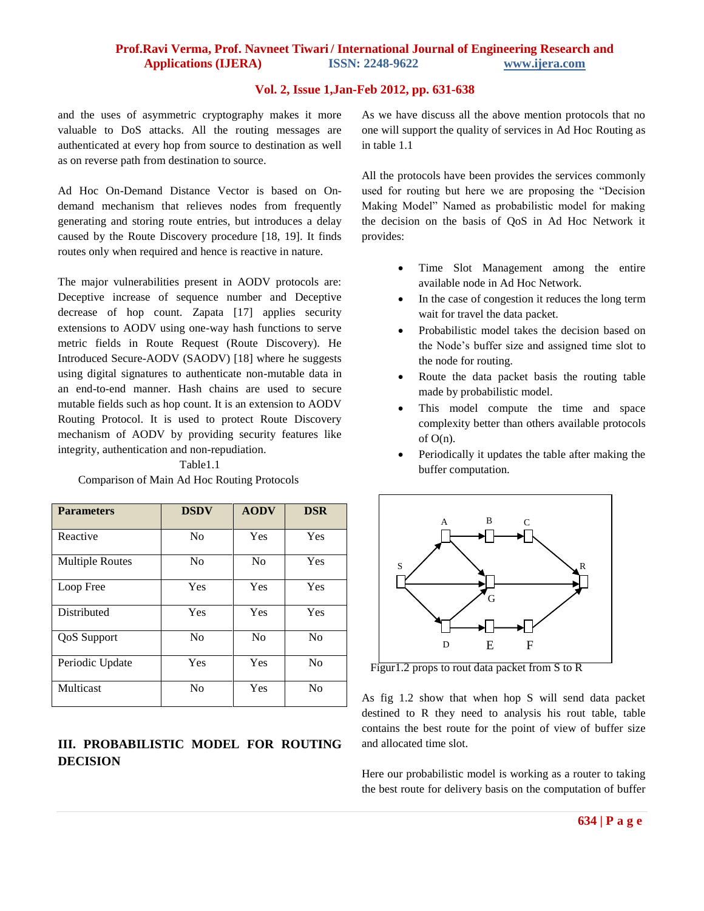and the uses of asymmetric cryptography makes it more valuable to DoS attacks. All the routing messages are authenticated at every hop from source to destination as well as on reverse path from destination to source.

Ad Hoc On-Demand Distance Vector is based on On-demand mechanism that relieves nodes from frequently generating and storing route entries, but introduces a delay caused by the Route Discovery procedure [18, 19]. It finds routes only when required and hence is reactive in nature.

The major vulnerabilities present in AODV protocols are: Deceptive increase of sequence number and Deceptive decrease of hop count. Zapata [17] applies security extensions to AODV using one-way hash functions to serve metric fields in Route Request (Route Discovery). He Introduced Secure-AODV (SAODV) [18] where he suggests using digital signatures to authenticate non-mutable data in an end-to-end manner. Hash chains are used to secure mutable fields such as hop count. It is an extension to AODV Routing Protocol. It is used to protect Route Discovery mechanism of AODV by providing security features like integrity, authentication and non-repudiation.

Table1.1

Comparison of Main Ad Hoc Routing Protocols

| Parameters | DSDV | AODV | DSR |
|---|---|---|---|
| Reactive | No | Yes | Yes |
| Multiple Routes | No | No | Yes |
| Loop Free | Yes | Yes | Yes |
| Distributed | Yes | Yes | Yes |
| QoS Support | No | No | No |
| Periodic Update | Yes | Yes | No |
| Multicast | No | Yes | No |

## III. PROBABILISTIC MODEL FOR ROUTING DECISION

As we have discuss all the above mention protocols that no one will support the quality of services in Ad Hoc Routing as in table 1.1

All the protocols have been provides the services commonly used for routing but here we are proposing the "Decision Making Model" Named as probabilistic model for making the decision on the basis of QoS in Ad Hoc Network it provides:

- Time Slot Management among the entire available node in Ad Hoc Network.
- In the case of congestion it reduces the long term wait for travel the data packet.
- Probabilistic model takes the decision based on the Node's buffer size and assigned time slot to the node for routing.
- Route the data packet basis the routing table made by probabilistic model.
- This model compute the time and space complexity better than others available protocols of O(n).
- Periodically it updates the table after making the buffer computation.

Figur1.2 props to rout data packet from S to R

As fig 1.2 show that when hop S will send data packet destined to R they need to analysis his rout table, table contains the best route for the point of view of buffer size and allocated time slot.

Here our probabilistic model is working as a router to taking the best route for delivery basis on the computation of buffer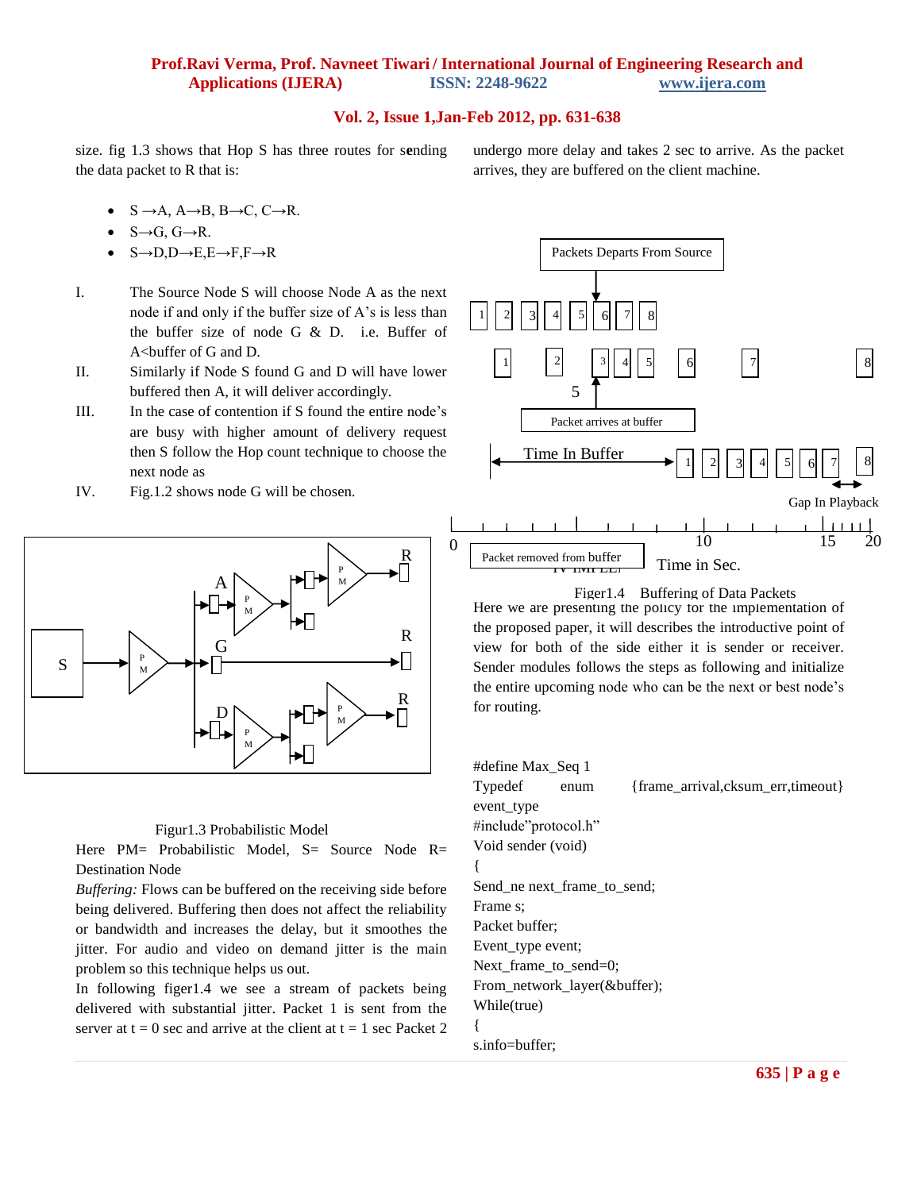size. fig 1.3 shows that Hop S has three routes for sending the data packet to R that is:

- S →A, A→B, B→C, C→R.
- S→G, G→R.
- S→D,D→E,E→F,F→R

I. The Source Node S will choose Node A as the next node if and only if the buffer size of A's is less than the buffer size of node G & D. i.e. Buffer of A<buffer of G and D.

II. Similarly if Node S found G and D will have lower buffered then A, it will deliver accordingly.

III. In the case of contention if S found the entire node's are busy with higher amount of delivery request then S follow the Hop count technique to choose the next node as

IV. Fig.1.2 shows node G will be chosen.

Figur1.3 Probabilistic Model

Here PM= Probabilistic Model, S= Source Node R= Destination Node

*Buffering:* Flows can be buffered on the receiving side before being delivered. Buffering then does not affect the reliability or bandwidth and increases the delay, but it smoothes the jitter. For audio and video on demand jitter is the main problem so this technique helps us out.

In following figer1.4 we see a stream of packets being delivered with substantial jitter. Packet 1 is sent from the server at t = 0 sec and arrive at the client at t = 1 sec Packet 2 undergo more delay and takes 2 sec to arrive. As the packet arrives, they are buffered on the client machine.

Figer1.4 Buffering of Data Packets

Here we are presenting the policy for the implementation of the proposed paper, it will describes the introductive point of view for both of the side either it is sender or receiver. Sender modules follows the steps as following and initialize the entire upcoming node who can be the next or best node's for routing.

```
#define Max_Seq 1
Typedef enum {frame_arrival,cksum_err,timeout} event_type
#include"protocol.h"
Void sender (void)
{
Send_ne next_frame_to_send;
Frame s;
Packet buffer;
Event_type event;
Next_frame_to_send=0;
From_network_layer(&buffer);
While(true)
{
s.info=buffer;
```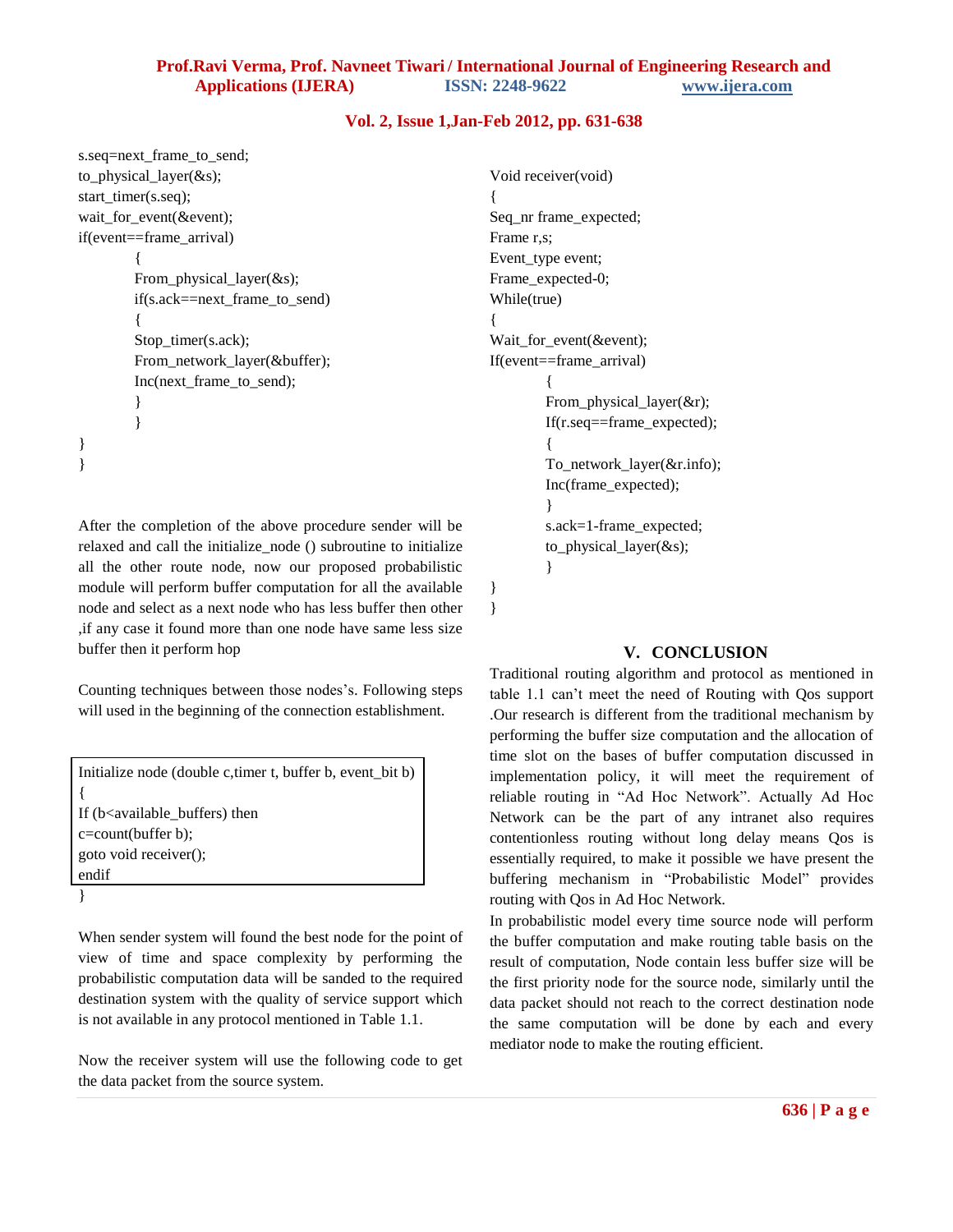```
s.seq=next_frame_to_send;
to_physical_layer(&s);
start_timer(s.seq);
wait_for_event(&event);
if(event==frame_arrival)
        {
        From_physical_layer(&s);
        if(s.ack==next_frame_to_send)
        {
        Stop_timer(s.ack);
        From_network_layer(&buffer);
        Inc(next_frame_to_send);
        }
        }
}
}
```

After the completion of the above procedure sender will be relaxed and call the initialize_node () subroutine to initialize all the other route node, now our proposed probabilistic module will perform buffer computation for all the available node and select as a next node who has less buffer then other ,if any case it found more than one node have same less size buffer then it perform hop

Counting techniques between those nodes's. Following steps will used in the beginning of the connection establishment.

```
Initialize node (double c,timer t, buffer b, event_bit b)
{
If (b<available_buffers) then
c=count(buffer b);
goto void receiver();
endif
}
```

When sender system will found the best node for the point of view of time and space complexity by performing the probabilistic computation data will be sanded to the required destination system with the quality of service support which is not available in any protocol mentioned in Table 1.1.

Now the receiver system will use the following code to get the data packet from the source system.

```
Void receiver(void)
{
Seq_nr frame_expected;
Frame r,s;
Event_type event;
Frame_expected-0;
While(true)
{
Wait_for_event(&event);
If(event==frame_arrival)
        {
        From_physical_layer(&r);
        If(r.seq==frame_expected);
        {
        To_network_layer(&r.info);
        Inc(frame_expected);
        }
        s.ack=1-frame_expected;
        to_physical_layer(&s);
        }
}
}
```

## V. CONCLUSION

Traditional routing algorithm and protocol as mentioned in table 1.1 can't meet the need of Routing with Qos support .Our research is different from the traditional mechanism by performing the buffer size computation and the allocation of time slot on the bases of buffer computation discussed in implementation policy, it will meet the requirement of reliable routing in "Ad Hoc Network". Actually Ad Hoc Network can be the part of any intranet also requires contentionless routing without long delay means Qos is essentially required, to make it possible we have present the buffering mechanism in "Probabilistic Model" provides routing with Qos in Ad Hoc Network.

In probabilistic model every time source node will perform the buffer computation and make routing table basis on the result of computation, Node contain less buffer size will be the first priority node for the source node, similarly until the data packet should not reach to the correct destination node the same computation will be done by each and every mediator node to make the routing efficient.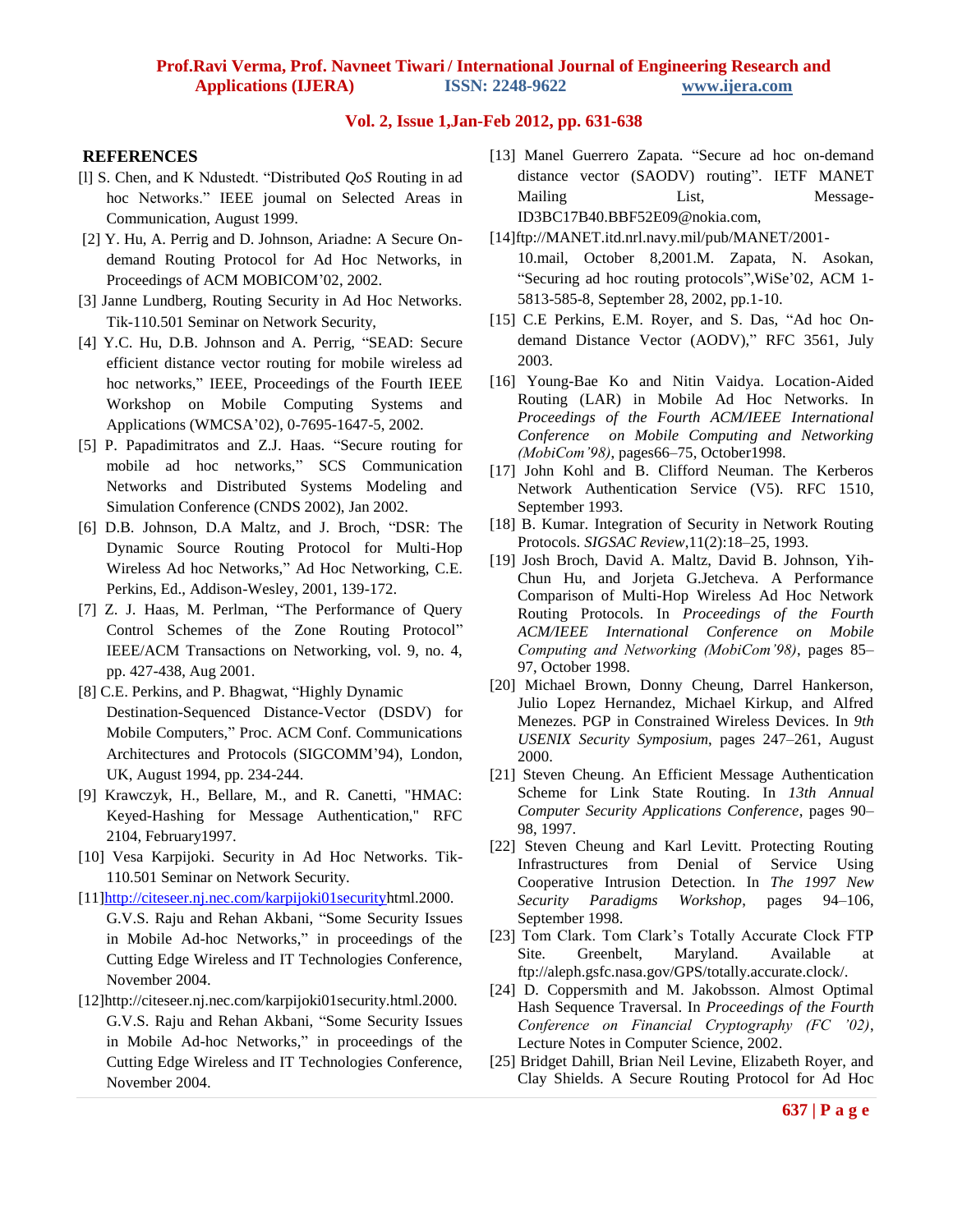## REFERENCES

[l] S. Chen, and K Ndustedt. "Distributed *QoS* Routing in ad hoc Networks." IEEE joumal on Selected Areas in Communication, August 1999.

[2] Y. Hu, A. Perrig and D. Johnson, Ariadne: A Secure On-demand Routing Protocol for Ad Hoc Networks, in Proceedings of ACM MOBICOM'02, 2002.

[3] Janne Lundberg, Routing Security in Ad Hoc Networks. Tik-110.501 Seminar on Network Security,

[4] Y.C. Hu, D.B. Johnson and A. Perrig, "SEAD: Secure efficient distance vector routing for mobile wireless ad hoc networks," IEEE, Proceedings of the Fourth IEEE Workshop on Mobile Computing Systems and Applications (WMCSA'02), 0-7695-1647-5, 2002.

[5] P. Papadimitratos and Z.J. Haas. "Secure routing for mobile ad hoc networks," SCS Communication Networks and Distributed Systems Modeling and Simulation Conference (CNDS 2002), Jan 2002.

[6] D.B. Johnson, D.A Maltz, and J. Broch, "DSR: The Dynamic Source Routing Protocol for Multi-Hop Wireless Ad hoc Networks," Ad Hoc Networking, C.E. Perkins, Ed., Addison-Wesley, 2001, 139-172.

[7] Z. J. Haas, M. Perlman, "The Performance of Query Control Schemes of the Zone Routing Protocol" IEEE/ACM Transactions on Networking, vol. 9, no. 4, pp. 427-438, Aug 2001.

[8] C.E. Perkins, and P. Bhagwat, "Highly Dynamic Destination-Sequenced Distance-Vector (DSDV) for Mobile Computers," Proc. ACM Conf. Communications Architectures and Protocols (SIGCOMM'94), London, UK, August 1994, pp. 234-244.

[9] Krawczyk, H., Bellare, M., and R. Canetti, "HMAC: Keyed-Hashing for Message Authentication," RFC 2104, February1997.

[10] Vesa Karpijoki. Security in Ad Hoc Networks. Tik-110.501 Seminar on Network Security.

[11]http://citeseer.nj.nec.com/karpijoki01securityhtml.2000. G.V.S. Raju and Rehan Akbani, "Some Security Issues in Mobile Ad-hoc Networks," in proceedings of the Cutting Edge Wireless and IT Technologies Conference, November 2004.

[12]http://citeseer.nj.nec.com/karpijoki01security.html.2000. G.V.S. Raju and Rehan Akbani, "Some Security Issues in Mobile Ad-hoc Networks," in proceedings of the Cutting Edge Wireless and IT Technologies Conference, November 2004.

[13] Manel Guerrero Zapata. "Secure ad hoc on-demand distance vector (SAODV) routing". IETF MANET Mailing List, Message-ID3BC17B40.BBF52E09@nokia.com,

[14]ftp://MANET.itd.nrl.navy.mil/pub/MANET/2001-10.mail, October 8,2001.M. Zapata, N. Asokan, "Securing ad hoc routing protocols",WiSe'02, ACM 1-5813-585-8, September 28, 2002, pp.1-10.

[15] C.E Perkins, E.M. Royer, and S. Das, "Ad hoc On-demand Distance Vector (AODV)," RFC 3561, July 2003.

[16] Young-Bae Ko and Nitin Vaidya. Location-Aided Routing (LAR) in Mobile Ad Hoc Networks. In *Proceedings of the Fourth ACM/IEEE International Conference on Mobile Computing and Networking (MobiCom'98)*, pages66–75, October1998.

[17] John Kohl and B. Clifford Neuman. The Kerberos Network Authentication Service (V5). RFC 1510, September 1993.

[18] B. Kumar. Integration of Security in Network Routing Protocols. *SIGSAC Review*,11(2):18–25, 1993.

[19] Josh Broch, David A. Maltz, David B. Johnson, Yih-Chun Hu, and Jorjeta G.Jetcheva. A Performance Comparison of Multi-Hop Wireless Ad Hoc Network Routing Protocols. In *Proceedings of the Fourth ACM/IEEE International Conference on Mobile Computing and Networking (MobiCom'98)*, pages 85–97, October 1998.

[20] Michael Brown, Donny Cheung, Darrel Hankerson, Julio Lopez Hernandez, Michael Kirkup, and Alfred Menezes. PGP in Constrained Wireless Devices. In *9th USENIX Security Symposium*, pages 247–261, August 2000.

[21] Steven Cheung. An Efficient Message Authentication Scheme for Link State Routing. In *13th Annual Computer Security Applications Conference*, pages 90–98, 1997.

[22] Steven Cheung and Karl Levitt. Protecting Routing Infrastructures from Denial of Service Using Cooperative Intrusion Detection. In *The 1997 New Security Paradigms Workshop*, pages 94–106, September 1998.

[23] Tom Clark. Tom Clark's Totally Accurate Clock FTP Site. Greenbelt, Maryland. Available at ftp://aleph.gsfc.nasa.gov/GPS/totally.accurate.clock/.

[24] D. Coppersmith and M. Jakobsson. Almost Optimal Hash Sequence Traversal. In *Proceedings of the Fourth Conference on Financial Cryptography (FC '02)*, Lecture Notes in Computer Science, 2002.

[25] Bridget Dahill, Brian Neil Levine, Elizabeth Royer, and Clay Shields. A Secure Routing Protocol for Ad Hoc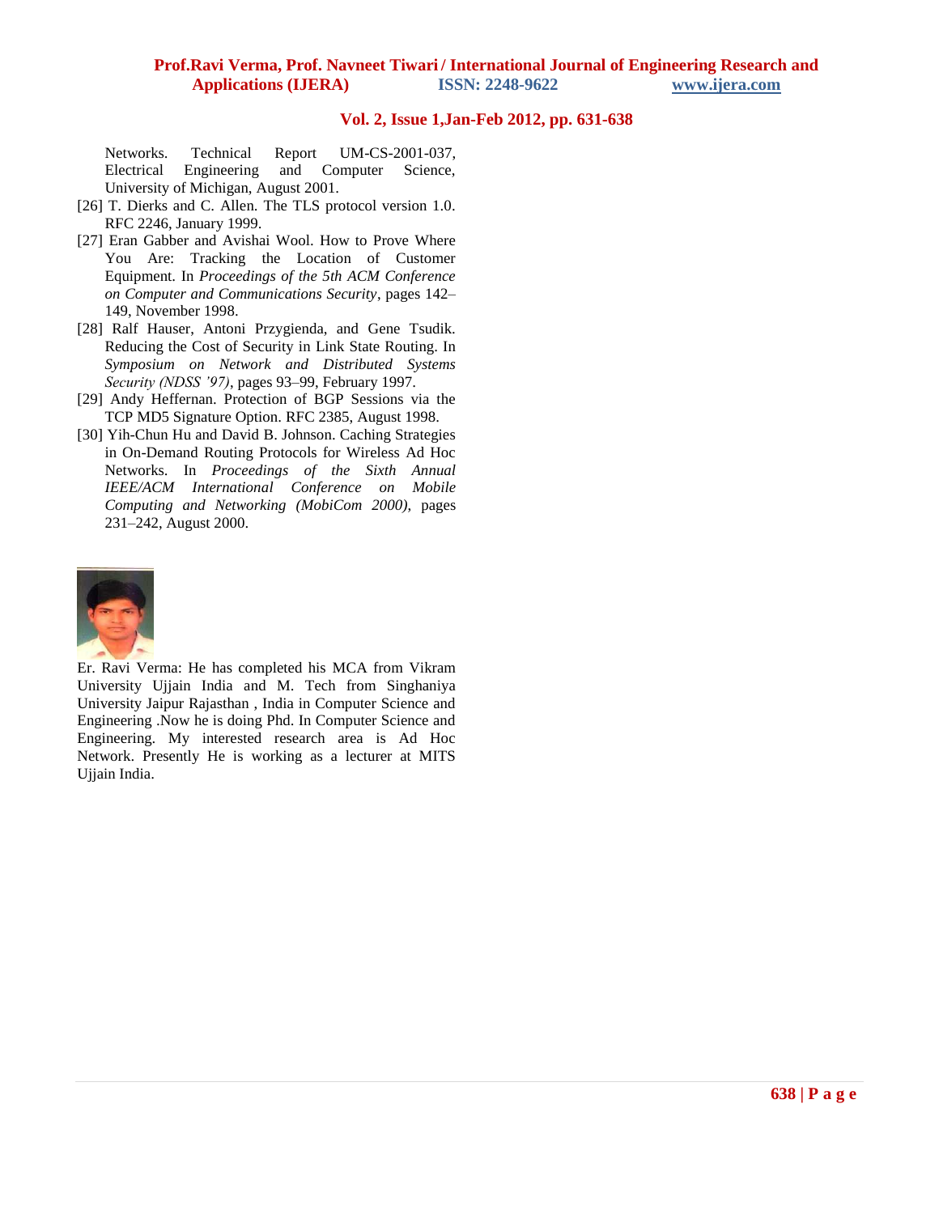Networks. Technical Report UM-CS-2001-037, Electrical Engineering and Computer Science, University of Michigan, August 2001.

[26] T. Dierks and C. Allen. The TLS protocol version 1.0. RFC 2246, January 1999.

[27] Eran Gabber and Avishai Wool. How to Prove Where You Are: Tracking the Location of Customer Equipment. In *Proceedings of the 5th ACM Conference on Computer and Communications Security*, pages 142–149, November 1998.

[28] Ralf Hauser, Antoni Przygienda, and Gene Tsudik. Reducing the Cost of Security in Link State Routing. In *Symposium on Network and Distributed Systems Security (NDSS '97)*, pages 93–99, February 1997.

[29] Andy Heffernan. Protection of BGP Sessions via the TCP MD5 Signature Option. RFC 2385, August 1998.

[30] Yih-Chun Hu and David B. Johnson. Caching Strategies in On-Demand Routing Protocols for Wireless Ad Hoc Networks. In *Proceedings of the Sixth Annual IEEE/ACM International Conference on Mobile Computing and Networking (MobiCom 2000)*, pages 231–242, August 2000.

Er. Ravi Verma: He has completed his MCA from Vikram University Ujjain India and M. Tech from Singhaniya University Jaipur Rajasthan , India in Computer Science and Engineering .Now he is doing Phd. In Computer Science and Engineering. My interested research area is Ad Hoc Network. Presently He is working as a lecturer at MITS Ujjain India.